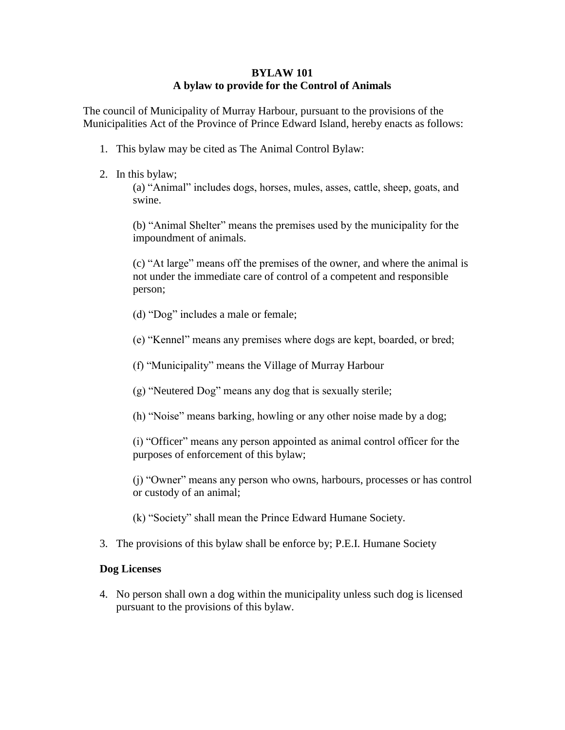**BYLAW 101**
**A bylaw to provide for the Control of Animals**

The council of Municipality of Murray Harbour, pursuant to the provisions of the Municipalities Act of the Province of Prince Edward Island, hereby enacts as follows:

1. This bylaw may be cited as The Animal Control Bylaw:

2. In this bylaw;

   (a) “Animal” includes dogs, horses, mules, asses, cattle, sheep, goats, and swine.

   (b) “Animal Shelter” means the premises used by the municipality for the impoundment of animals.

   (c) “At large” means off the premises of the owner, and where the animal is not under the immediate care of control of a competent and responsible person;

   (d) “Dog” includes a male or female;

   (e) “Kennel” means any premises where dogs are kept, boarded, or bred;

   (f) “Municipality” means the Village of Murray Harbour

   (g) “Neutered Dog” means any dog that is sexually sterile;

   (h) “Noise” means barking, howling or any other noise made by a dog;

   (i) “Officer” means any person appointed as animal control officer for the purposes of enforcement of this bylaw;

   (j) “Owner” means any person who owns, harbours, processes or has control or custody of an animal;

   (k) “Society” shall mean the Prince Edward Humane Society.

3. The provisions of this bylaw shall be enforce by; P.E.I. Humane Society

**Dog Licenses**

4. No person shall own a dog within the municipality unless such dog is licensed pursuant to the provisions of this bylaw.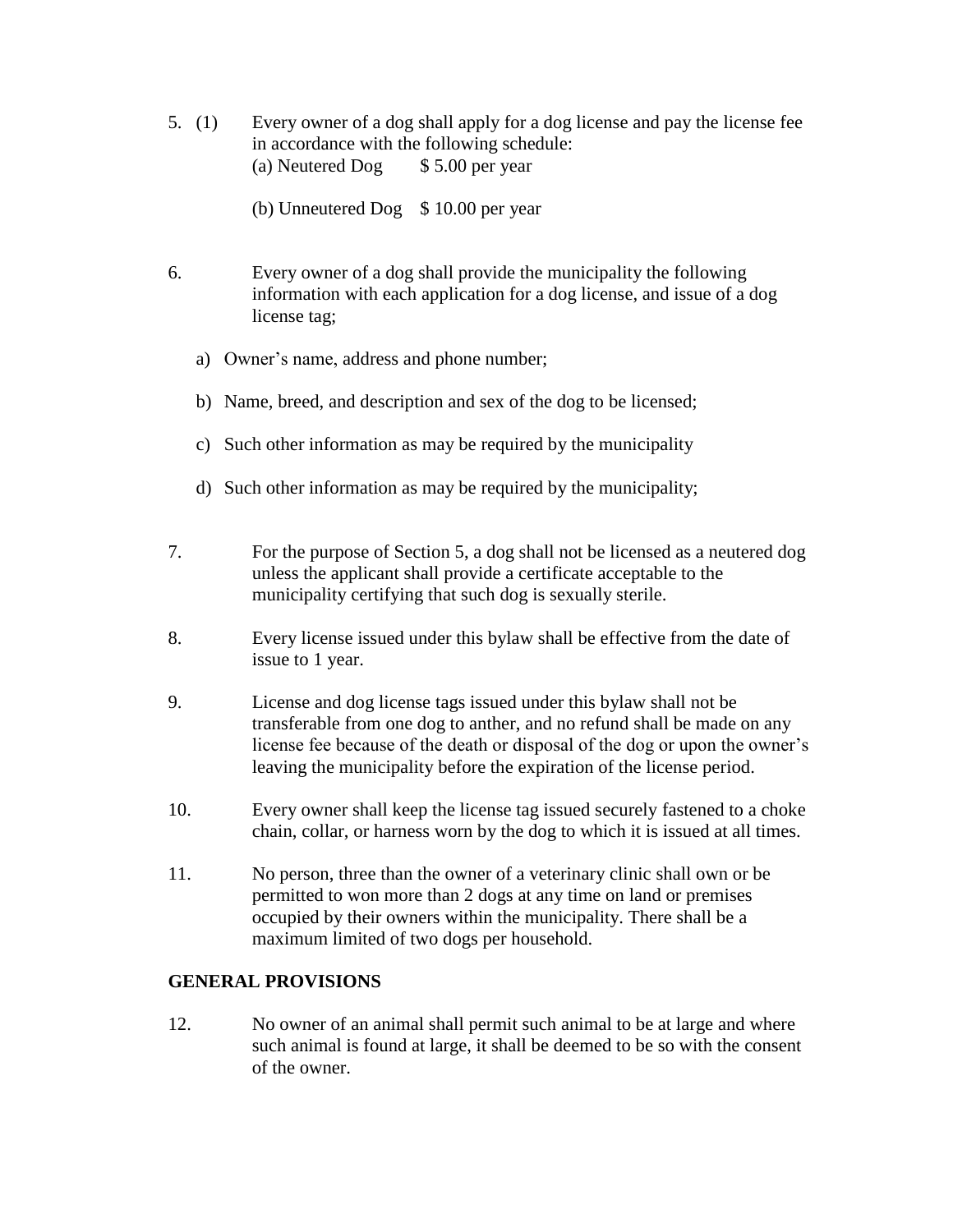5. (1) Every owner of a dog shall apply for a dog license and pay the license fee in accordance with the following schedule:

    (a) Neutered Dog  $ 5.00 per year

    (b) Unneutered Dog  $ 10.00 per year

6. Every owner of a dog shall provide the municipality the following information with each application for a dog license, and issue of a dog license tag;

    a) Owner's name, address and phone number;

    b) Name, breed, and description and sex of the dog to be licensed;

    c) Such other information as may be required by the municipality

    d) Such other information as may be required by the municipality;

7. For the purpose of Section 5, a dog shall not be licensed as a neutered dog unless the applicant shall provide a certificate acceptable to the municipality certifying that such dog is sexually sterile.

8. Every license issued under this bylaw shall be effective from the date of issue to 1 year.

9. License and dog license tags issued under this bylaw shall not be transferable from one dog to anther, and no refund shall be made on any license fee because of the death or disposal of the dog or upon the owner's leaving the municipality before the expiration of the license period.

10. Every owner shall keep the license tag issued securely fastened to a choke chain, collar, or harness worn by the dog to which it is issued at all times.

11. No person, three than the owner of a veterinary clinic shall own or be permitted to won more than 2 dogs at any time on land or premises occupied by their owners within the municipality. There shall be a maximum limited of two dogs per household.

## GENERAL PROVISIONS

12. No owner of an animal shall permit such animal to be at large and where such animal is found at large, it shall be deemed to be so with the consent of the owner.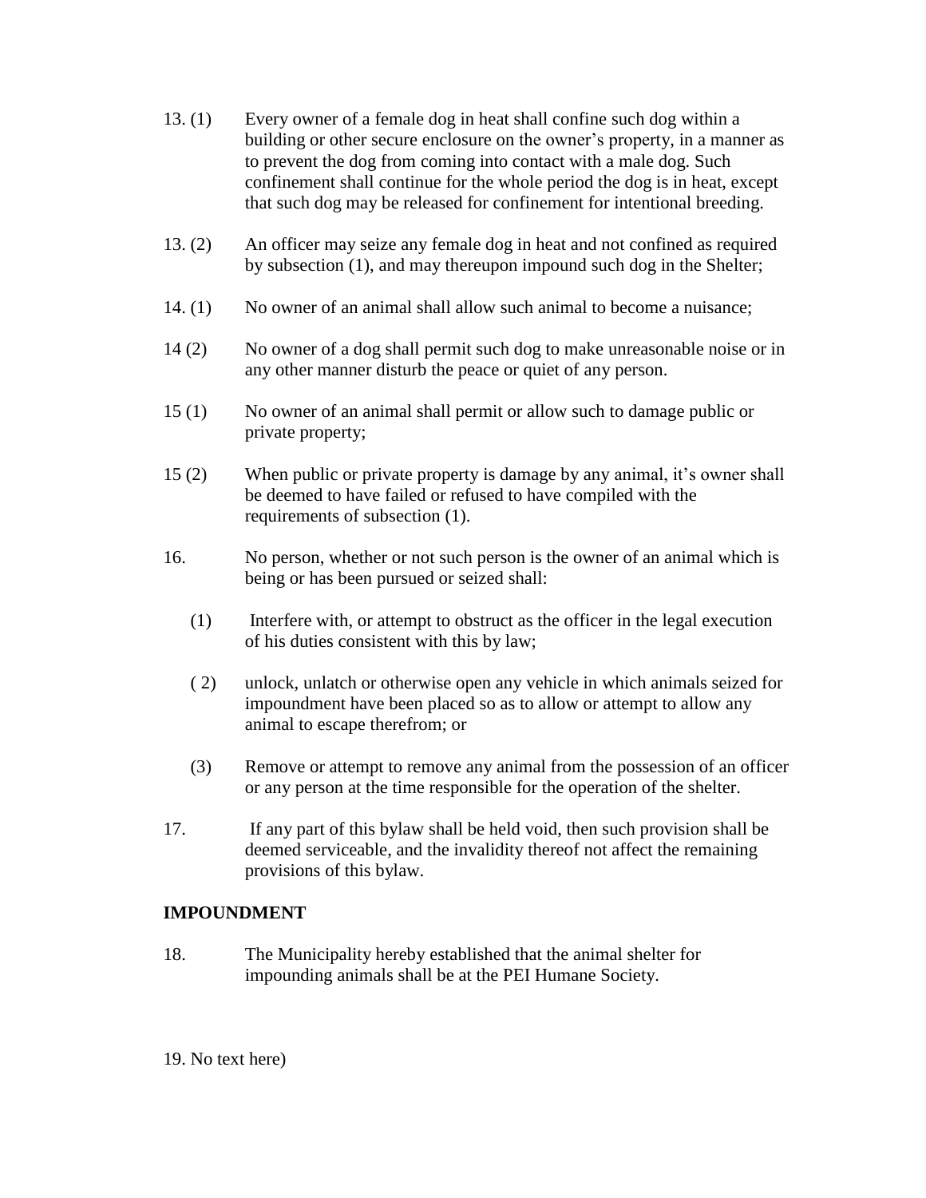13. (1) Every owner of a female dog in heat shall confine such dog within a building or other secure enclosure on the owner's property, in a manner as to prevent the dog from coming into contact with a male dog. Such confinement shall continue for the whole period the dog is in heat, except that such dog may be released for confinement for intentional breeding.

13. (2) An officer may seize any female dog in heat and not confined as required by subsection (1), and may thereupon impound such dog in the Shelter;

14. (1) No owner of an animal shall allow such animal to become a nuisance;

14 (2) No owner of a dog shall permit such dog to make unreasonable noise or in any other manner disturb the peace or quiet of any person.

15 (1) No owner of an animal shall permit or allow such to damage public or private property;

15 (2) When public or private property is damage by any animal, it's owner shall be deemed to have failed or refused to have compiled with the requirements of subsection (1).

16. No person, whether or not such person is the owner of an animal which is being or has been pursued or seized shall:

   (1) Interfere with, or attempt to obstruct as the officer in the legal execution of his duties consistent with this by law;

   ( 2) unlock, unlatch or otherwise open any vehicle in which animals seized for impoundment have been placed so as to allow or attempt to allow any animal to escape therefrom; or

   (3) Remove or attempt to remove any animal from the possession of an officer or any person at the time responsible for the operation of the shelter.

17. If any part of this bylaw shall be held void, then such provision shall be deemed serviceable, and the invalidity thereof not affect the remaining provisions of this bylaw.

**IMPOUNDMENT**

18. The Municipality hereby established that the animal shelter for impounding animals shall be at the PEI Humane Society.

19. No text here)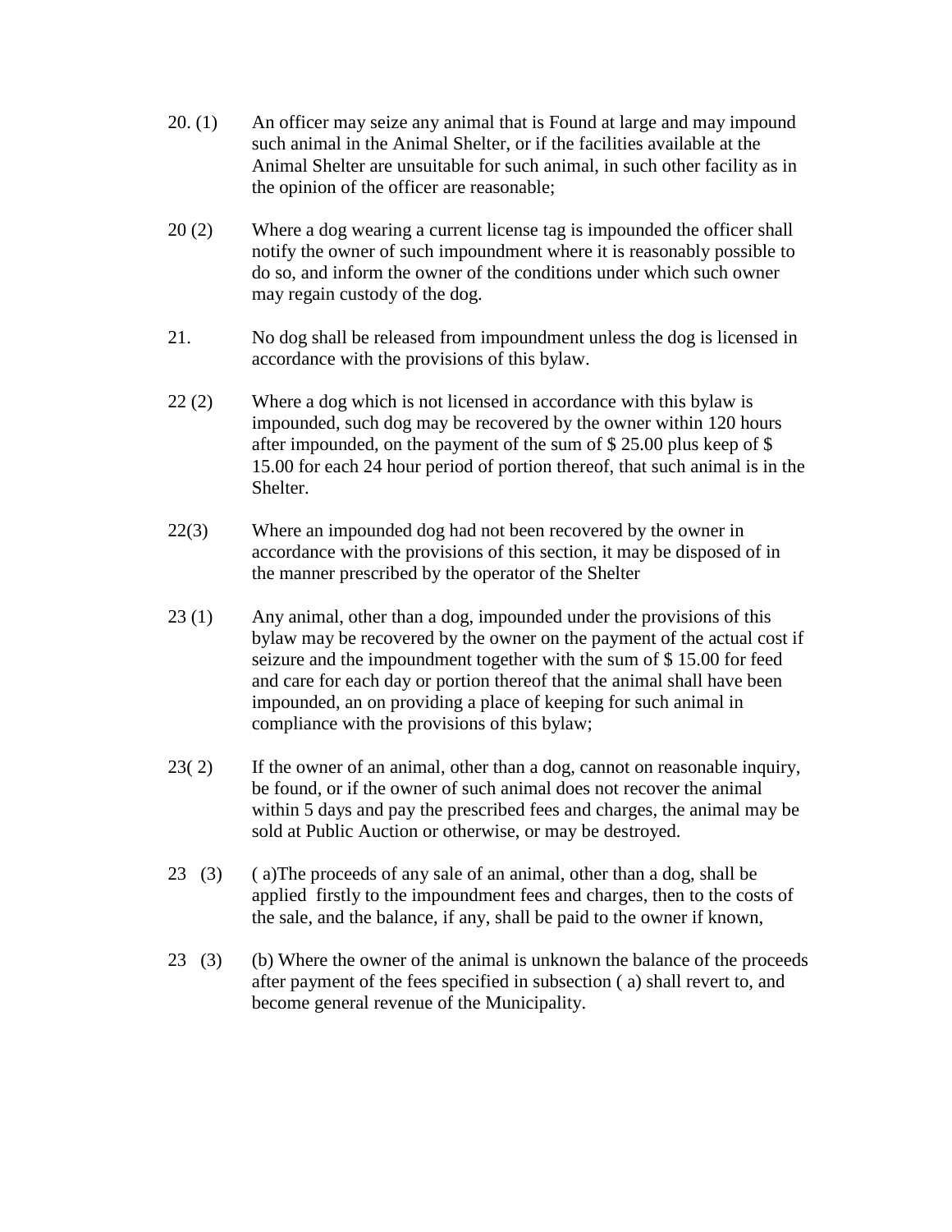20. (1) An officer may seize any animal that is Found at large and may impound such animal in the Animal Shelter, or if the facilities available at the Animal Shelter are unsuitable for such animal, in such other facility as in the opinion of the officer are reasonable;

20 (2) Where a dog wearing a current license tag is impounded the officer shall notify the owner of such impoundment where it is reasonably possible to do so, and inform the owner of the conditions under which such owner may regain custody of the dog.

21. No dog shall be released from impoundment unless the dog is licensed in accordance with the provisions of this bylaw.

22 (2) Where a dog which is not licensed in accordance with this bylaw is impounded, such dog may be recovered by the owner within 120 hours after impounded, on the payment of the sum of $ 25.00 plus keep of $ 15.00 for each 24 hour period of portion thereof, that such animal is in the Shelter.

22(3) Where an impounded dog had not been recovered by the owner in accordance with the provisions of this section, it may be disposed of in the manner prescribed by the operator of the Shelter

23 (1) Any animal, other than a dog, impounded under the provisions of this bylaw may be recovered by the owner on the payment of the actual cost if seizure and the impoundment together with the sum of $ 15.00 for feed and care for each day or portion thereof that the animal shall have been impounded, an on providing a place of keeping for such animal in compliance with the provisions of this bylaw;

23( 2) If the owner of an animal, other than a dog, cannot on reasonable inquiry, be found, or if the owner of such animal does not recover the animal within 5 days and pay the prescribed fees and charges, the animal may be sold at Public Auction or otherwise, or may be destroyed.

23 (3) ( a)The proceeds of any sale of an animal, other than a dog, shall be applied firstly to the impoundment fees and charges, then to the costs of the sale, and the balance, if any, shall be paid to the owner if known,

23 (3) (b) Where the owner of the animal is unknown the balance of the proceeds after payment of the fees specified in subsection ( a) shall revert to, and become general revenue of the Municipality.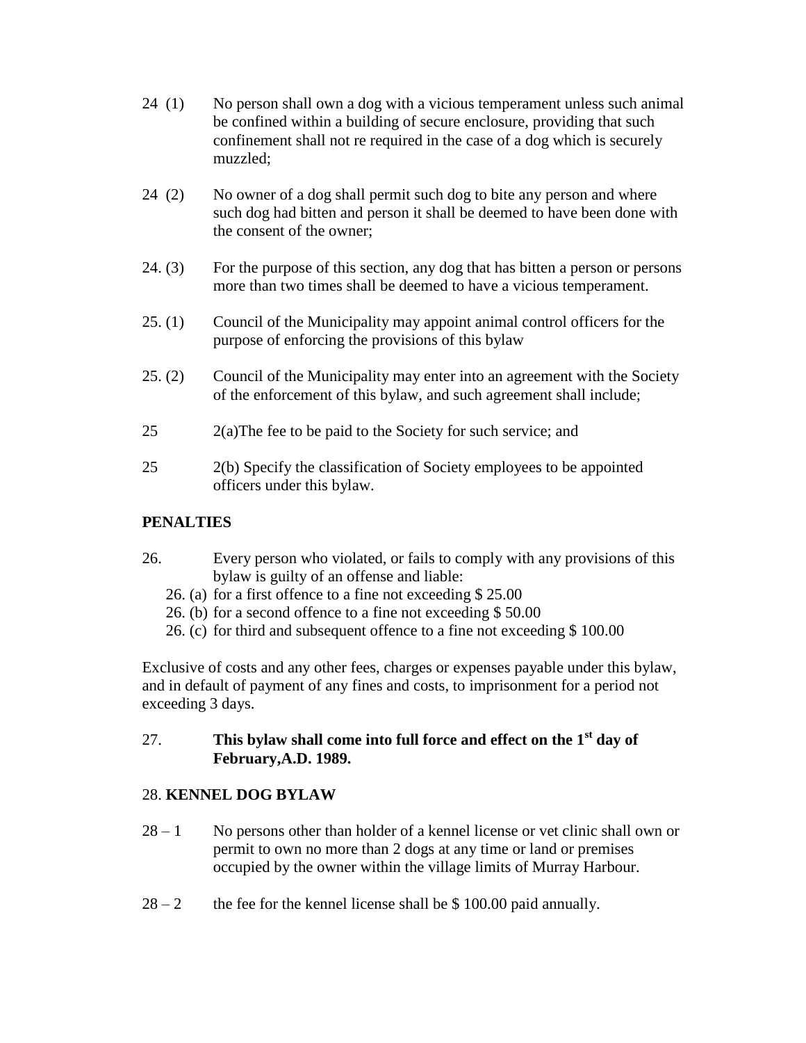24 (1) No person shall own a dog with a vicious temperament unless such animal be confined within a building of secure enclosure, providing that such confinement shall not re required in the case of a dog which is securely muzzled;

24 (2) No owner of a dog shall permit such dog to bite any person and where such dog had bitten and person it shall be deemed to have been done with the consent of the owner;

24. (3) For the purpose of this section, any dog that has bitten a person or persons more than two times shall be deemed to have a vicious temperament.

25. (1) Council of the Municipality may appoint animal control officers for the purpose of enforcing the provisions of this bylaw

25. (2) Council of the Municipality may enter into an agreement with the Society of the enforcement of this bylaw, and such agreement shall include;

25 2(a)The fee to be paid to the Society for such service; and

25 2(b) Specify the classification of Society employees to be appointed officers under this bylaw.

**PENALTIES**

26. Every person who violated, or fails to comply with any provisions of this bylaw is guilty of an offense and liable:

- 26. (a) for a first offence to a fine not exceeding $ 25.00
- 26. (b) for a second offence to a fine not exceeding $ 50.00
- 26. (c) for third and subsequent offence to a fine not exceeding $ 100.00

Exclusive of costs and any other fees, charges or expenses payable under this bylaw, and in default of payment of any fines and costs, to imprisonment for a period not exceeding 3 days.

27. **This bylaw shall come into full force and effect on the 1st day of February,A.D. 1989.**

28. **KENNEL DOG BYLAW**

28 – 1 No persons other than holder of a kennel license or vet clinic shall own or permit to own no more than 2 dogs at any time or land or premises occupied by the owner within the village limits of Murray Harbour.

28 – 2 the fee for the kennel license shall be $ 100.00 paid annually.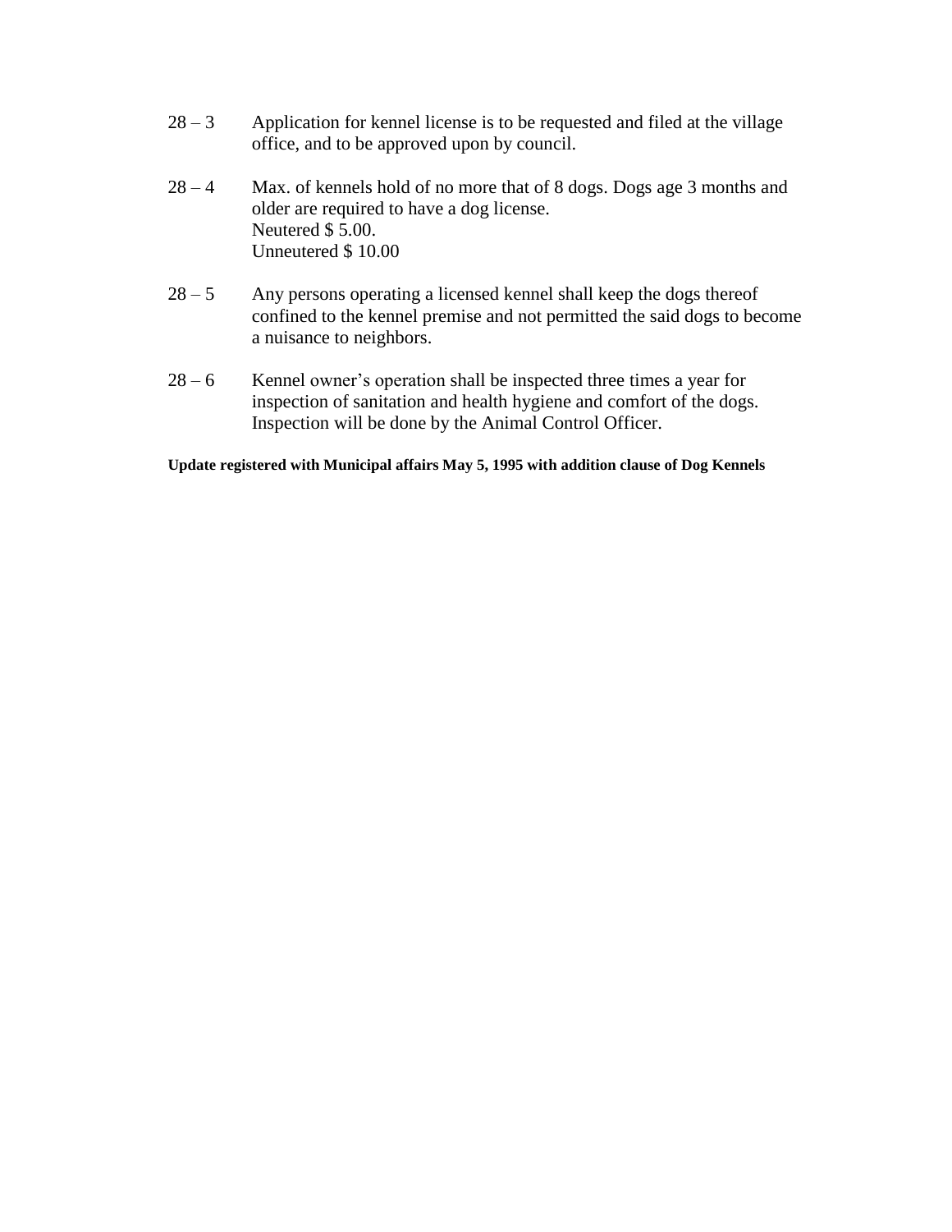28 – 3 Application for kennel license is to be requested and filed at the village office, and to be approved upon by council.

28 – 4 Max. of kennels hold of no more that of 8 dogs. Dogs age 3 months and older are required to have a dog license.
Neutered $ 5.00.
Unneutered $ 10.00

28 – 5 Any persons operating a licensed kennel shall keep the dogs thereof confined to the kennel premise and not permitted the said dogs to become a nuisance to neighbors.

28 – 6 Kennel owner's operation shall be inspected three times a year for inspection of sanitation and health hygiene and comfort of the dogs. Inspection will be done by the Animal Control Officer.

**Update registered with Municipal affairs May 5, 1995 with addition clause of Dog Kennels**